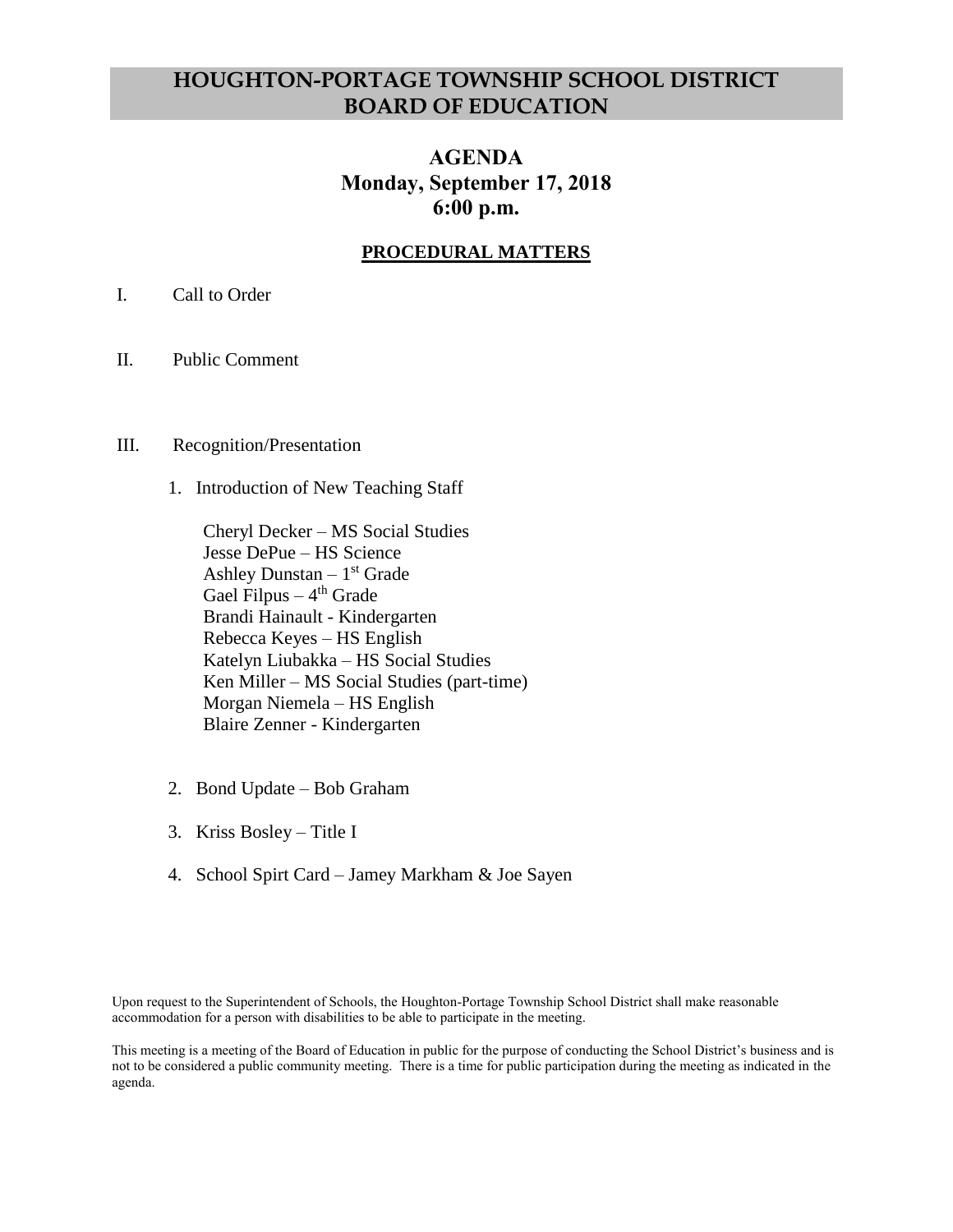# HOUGHTON-PORTAGE TOWNSHIP SCHOOL DISTRICT BOARD OF EDUCATION

## AGENDA
## Monday, September 17, 2018
## 6:00 p.m.

### PROCEDURAL MATTERS

I. Call to Order

II. Public Comment

III. Recognition/Presentation

1. Introduction of New Teaching Staff

   Cheryl Decker – MS Social Studies
   Jesse DePue – HS Science
   Ashley Dunstan – 1st Grade
   Gael Filpus – 4th Grade
   Brandi Hainault - Kindergarten
   Rebecca Keyes – HS English
   Katelyn Liubakka – HS Social Studies
   Ken Miller – MS Social Studies (part-time)
   Morgan Niemela – HS English
   Blaire Zenner - Kindergarten

2. Bond Update – Bob Graham

3. Kriss Bosley – Title I

4. School Spirt Card – Jamey Markham & Joe Sayen

Upon request to the Superintendent of Schools, the Houghton-Portage Township School District shall make reasonable accommodation for a person with disabilities to be able to participate in the meeting.

This meeting is a meeting of the Board of Education in public for the purpose of conducting the School District's business and is not to be considered a public community meeting. There is a time for public participation during the meeting as indicated in the agenda.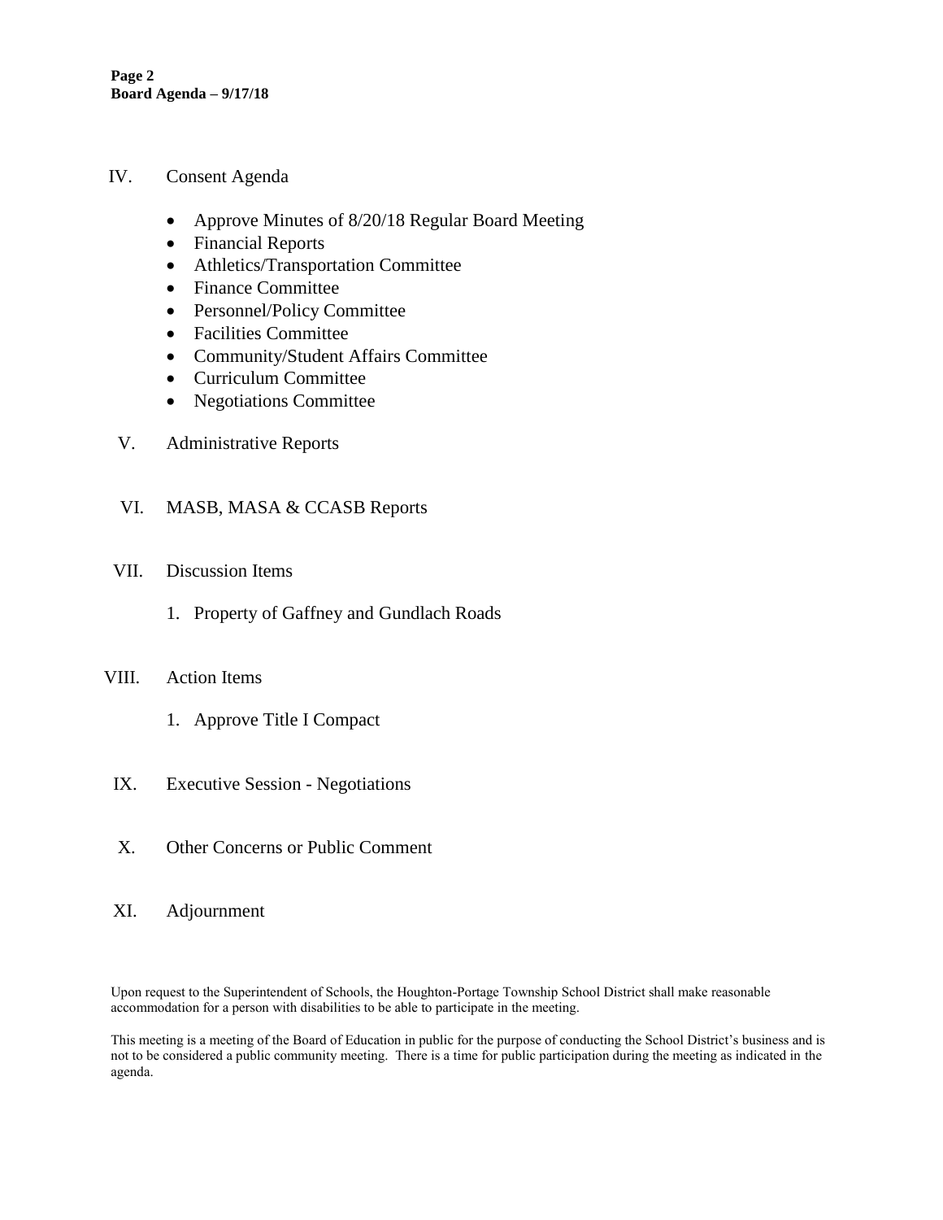IV. Consent Agenda

- Approve Minutes of 8/20/18 Regular Board Meeting
- Financial Reports
- Athletics/Transportation Committee
- Finance Committee
- Personnel/Policy Committee
- Facilities Committee
- Community/Student Affairs Committee
- Curriculum Committee
- Negotiations Committee

V. Administrative Reports

VI. MASB, MASA & CCASB Reports

VII. Discussion Items

1. Property of Gaffney and Gundlach Roads

VIII. Action Items

1. Approve Title I Compact

IX. Executive Session - Negotiations

X. Other Concerns or Public Comment

XI. Adjournment

Upon request to the Superintendent of Schools, the Houghton-Portage Township School District shall make reasonable accommodation for a person with disabilities to be able to participate in the meeting.

This meeting is a meeting of the Board of Education in public for the purpose of conducting the School District's business and is not to be considered a public community meeting. There is a time for public participation during the meeting as indicated in the agenda.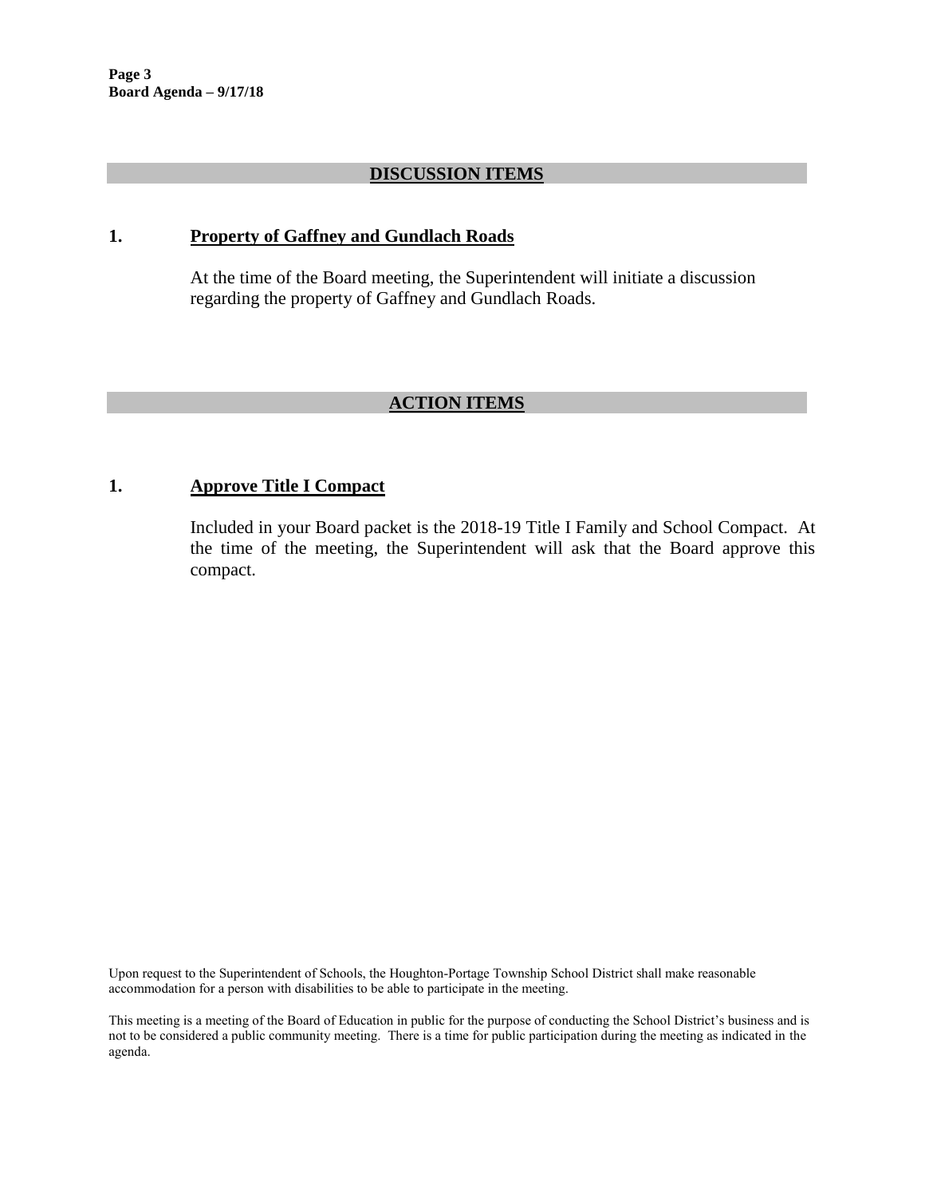## DISCUSSION ITEMS

**1. Property of Gaffney and Gundlach Roads**

At the time of the Board meeting, the Superintendent will initiate a discussion regarding the property of Gaffney and Gundlach Roads.

## ACTION ITEMS

**1. Approve Title I Compact**

Included in your Board packet is the 2018-19 Title I Family and School Compact. At the time of the meeting, the Superintendent will ask that the Board approve this compact.

Upon request to the Superintendent of Schools, the Houghton-Portage Township School District shall make reasonable accommodation for a person with disabilities to be able to participate in the meeting.

This meeting is a meeting of the Board of Education in public for the purpose of conducting the School District's business and is not to be considered a public community meeting. There is a time for public participation during the meeting as indicated in the agenda.